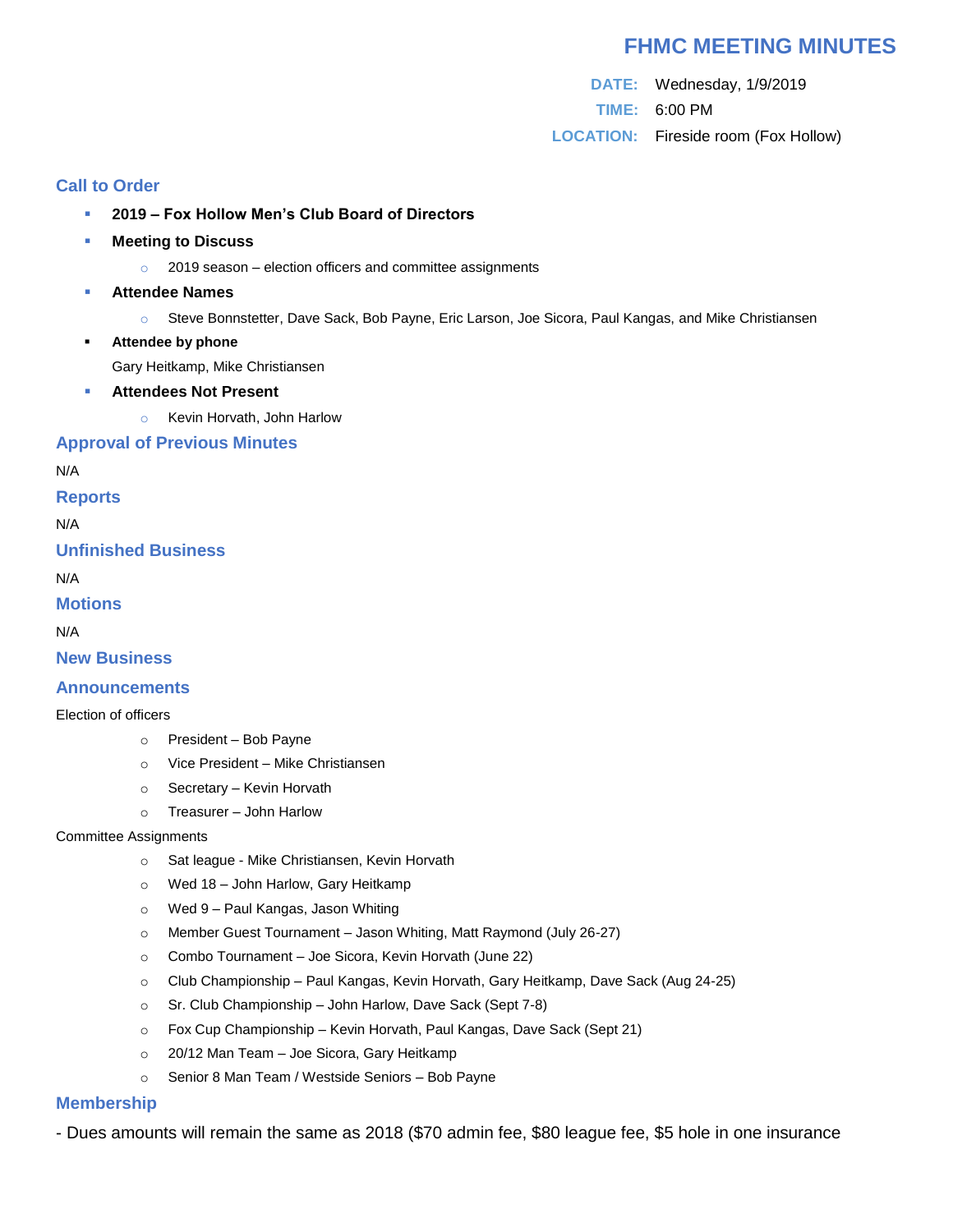# FHMC MEETING MINUTES

**DATE:** Wednesday, 1/9/2019

**TIME:** 6:00 PM

**LOCATION:** Fireside room (Fox Hollow)

## Call to Order

- **2019 – Fox Hollow Men's Club Board of Directors**
- **Meeting to Discuss**
  - 2019 season – election officers and committee assignments
- **Attendee Names**
  - Steve Bonnstetter, Dave Sack, Bob Payne, Eric Larson, Joe Sicora, Paul Kangas, and Mike Christiansen
- **Attendee by phone**

  Gary Heitkamp, Mike Christiansen
- **Attendees Not Present**
  - Kevin Horvath, John Harlow

## Approval of Previous Minutes

N/A

## Reports

N/A

## Unfinished Business

N/A

## Motions

N/A

## New Business

## Announcements

Election of officers

- President – Bob Payne
- Vice President – Mike Christiansen
- Secretary – Kevin Horvath
- Treasurer – John Harlow

Committee Assignments

- Sat league - Mike Christiansen, Kevin Horvath
- Wed 18 – John Harlow, Gary Heitkamp
- Wed 9 – Paul Kangas, Jason Whiting
- Member Guest Tournament – Jason Whiting, Matt Raymond (July 26-27)
- Combo Tournament – Joe Sicora, Kevin Horvath (June 22)
- Club Championship – Paul Kangas, Kevin Horvath, Gary Heitkamp, Dave Sack (Aug 24-25)
- Sr. Club Championship – John Harlow, Dave Sack (Sept 7-8)
- Fox Cup Championship – Kevin Horvath, Paul Kangas, Dave Sack (Sept 21)
- 20/12 Man Team – Joe Sicora, Gary Heitkamp
- Senior 8 Man Team / Westside Seniors – Bob Payne

## Membership

- Dues amounts will remain the same as 2018 ($70 admin fee, $80 league fee, $5 hole in one insurance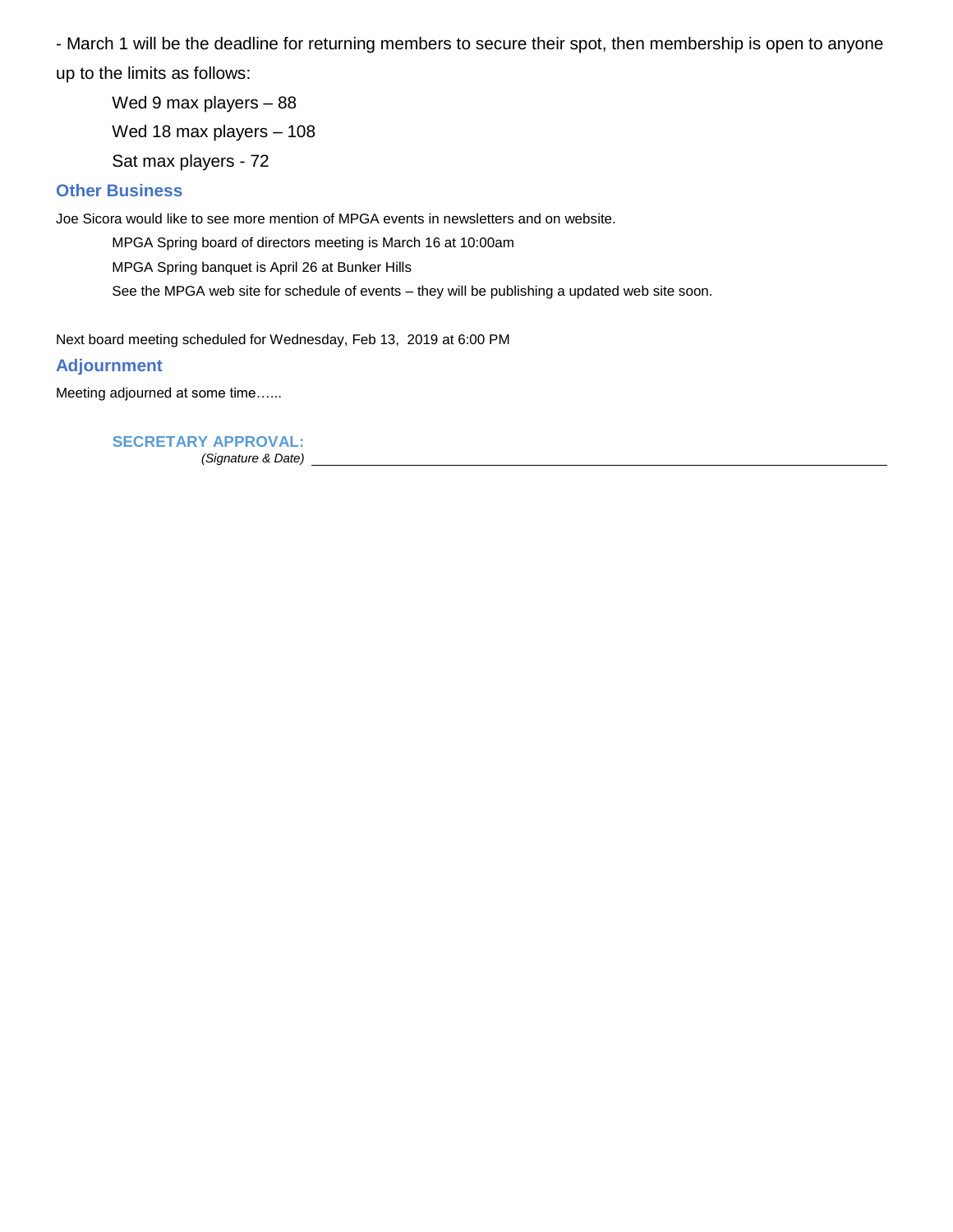- March 1 will be the deadline for returning members to secure their spot, then membership is open to anyone up to the limits as follows:

Wed 9 max players – 88

Wed 18 max players – 108

Sat max players - 72

## Other Business

Joe Sicora would like to see more mention of MPGA events in newsletters and on website.

MPGA Spring board of directors meeting is March 16 at 10:00am

MPGA Spring banquet is April 26 at Bunker Hills

See the MPGA web site for schedule of events – they will be publishing a updated web site soon.

Next board meeting scheduled for Wednesday, Feb 13, 2019 at 6:00 PM

## Adjournment

Meeting adjourned at some time…...

**SECRETARY APPROVAL:**
*(Signature & Date)* ______________________________